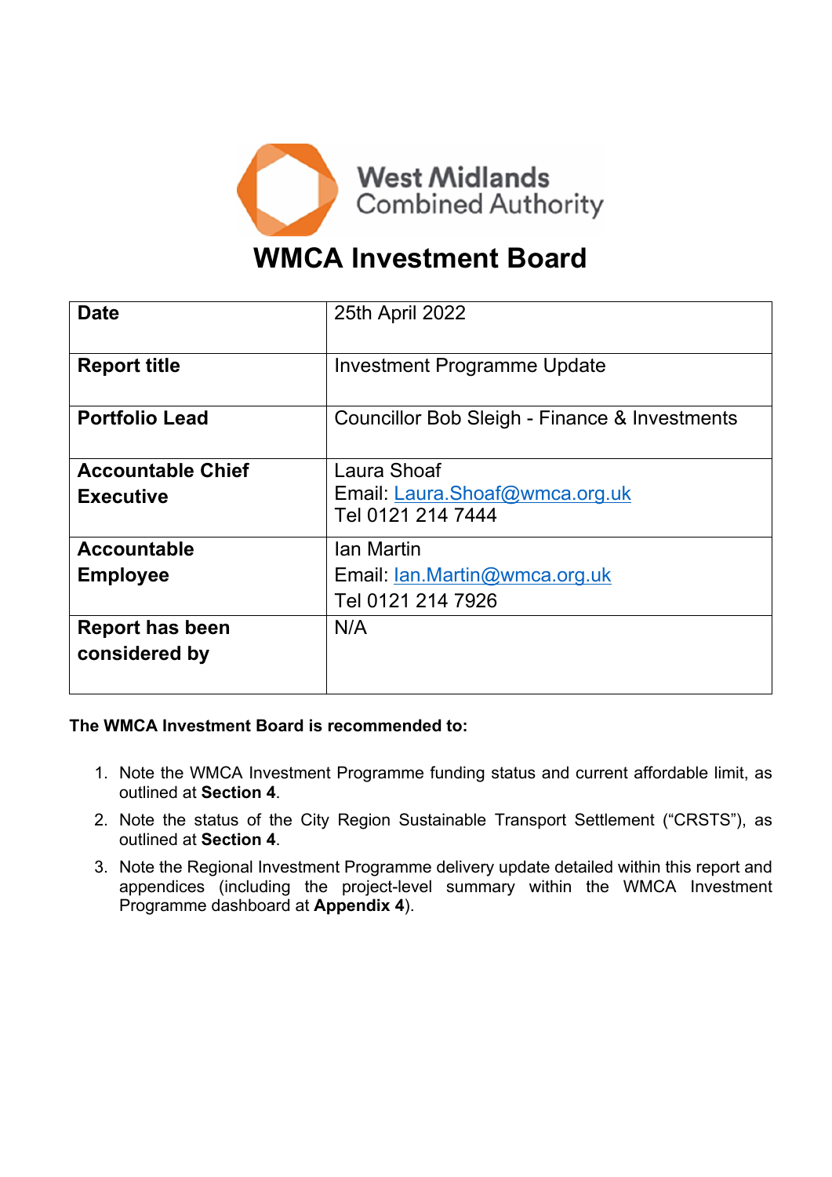West Midlands Combined Authority

# WMCA Investment Board

| Date | 25th April 2022 |
|---|---|
| **Report title** | Investment Programme Update |
| **Portfolio Lead** | Councillor Bob Sleigh - Finance & Investments |
| **Accountable Chief Executive** | Laura Shoaf<br>Email: Laura.Shoaf@wmca.org.uk<br>Tel 0121 214 7444 |
| **Accountable Employee** | Ian Martin<br>Email: Ian.Martin@wmca.org.uk<br>Tel 0121 214 7926 |
| **Report has been considered by** | N/A |

**The WMCA Investment Board is recommended to:**

1. Note the WMCA Investment Programme funding status and current affordable limit, as outlined at **Section 4**.
2. Note the status of the City Region Sustainable Transport Settlement ("CRSTS"), as outlined at **Section 4**.
3. Note the Regional Investment Programme delivery update detailed within this report and appendices (including the project-level summary within the WMCA Investment Programme dashboard at **Appendix 4**).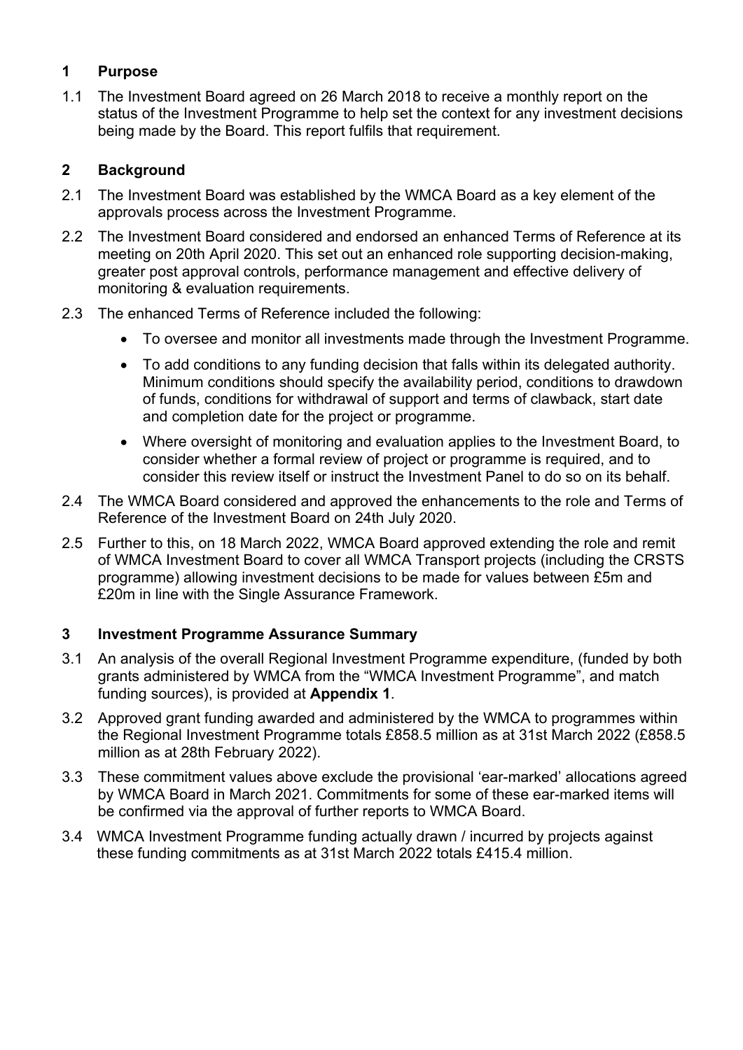## 1 Purpose

1.1 The Investment Board agreed on 26 March 2018 to receive a monthly report on the status of the Investment Programme to help set the context for any investment decisions being made by the Board. This report fulfils that requirement.

## 2 Background

2.1 The Investment Board was established by the WMCA Board as a key element of the approvals process across the Investment Programme.

2.2 The Investment Board considered and endorsed an enhanced Terms of Reference at its meeting on 20th April 2020. This set out an enhanced role supporting decision-making, greater post approval controls, performance management and effective delivery of monitoring & evaluation requirements.

2.3 The enhanced Terms of Reference included the following:

- To oversee and monitor all investments made through the Investment Programme.
- To add conditions to any funding decision that falls within its delegated authority. Minimum conditions should specify the availability period, conditions to drawdown of funds, conditions for withdrawal of support and terms of clawback, start date and completion date for the project or programme.
- Where oversight of monitoring and evaluation applies to the Investment Board, to consider whether a formal review of project or programme is required, and to consider this review itself or instruct the Investment Panel to do so on its behalf.

2.4 The WMCA Board considered and approved the enhancements to the role and Terms of Reference of the Investment Board on 24th July 2020.

2.5 Further to this, on 18 March 2022, WMCA Board approved extending the role and remit of WMCA Investment Board to cover all WMCA Transport projects (including the CRSTS programme) allowing investment decisions to be made for values between £5m and £20m in line with the Single Assurance Framework.

## 3 Investment Programme Assurance Summary

3.1 An analysis of the overall Regional Investment Programme expenditure, (funded by both grants administered by WMCA from the “WMCA Investment Programme”, and match funding sources), is provided at **Appendix 1**.

3.2 Approved grant funding awarded and administered by the WMCA to programmes within the Regional Investment Programme totals £858.5 million as at 31st March 2022 (£858.5 million as at 28th February 2022).

3.3 These commitment values above exclude the provisional ‘ear-marked’ allocations agreed by WMCA Board in March 2021. Commitments for some of these ear-marked items will be confirmed via the approval of further reports to WMCA Board.

3.4 WMCA Investment Programme funding actually drawn / incurred by projects against these funding commitments as at 31st March 2022 totals £415.4 million.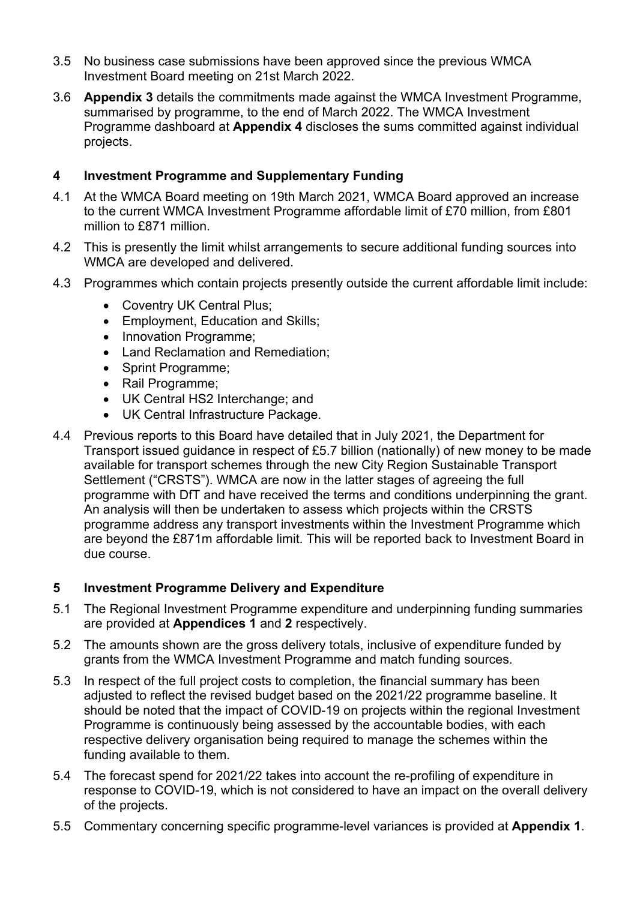3.5 No business case submissions have been approved since the previous WMCA Investment Board meeting on 21st March 2022.

3.6 **Appendix 3** details the commitments made against the WMCA Investment Programme, summarised by programme, to the end of March 2022. The WMCA Investment Programme dashboard at **Appendix 4** discloses the sums committed against individual projects.

## 4 Investment Programme and Supplementary Funding

4.1 At the WMCA Board meeting on 19th March 2021, WMCA Board approved an increase to the current WMCA Investment Programme affordable limit of £70 million, from £801 million to £871 million.

4.2 This is presently the limit whilst arrangements to secure additional funding sources into WMCA are developed and delivered.

4.3 Programmes which contain projects presently outside the current affordable limit include:

- Coventry UK Central Plus;
- Employment, Education and Skills;
- Innovation Programme;
- Land Reclamation and Remediation;
- Sprint Programme;
- Rail Programme;
- UK Central HS2 Interchange; and
- UK Central Infrastructure Package.

4.4 Previous reports to this Board have detailed that in July 2021, the Department for Transport issued guidance in respect of £5.7 billion (nationally) of new money to be made available for transport schemes through the new City Region Sustainable Transport Settlement ("CRSTS"). WMCA are now in the latter stages of agreeing the full programme with DfT and have received the terms and conditions underpinning the grant. An analysis will then be undertaken to assess which projects within the CRSTS programme address any transport investments within the Investment Programme which are beyond the £871m affordable limit. This will be reported back to Investment Board in due course.

## 5 Investment Programme Delivery and Expenditure

5.1 The Regional Investment Programme expenditure and underpinning funding summaries are provided at **Appendices 1** and **2** respectively.

5.2 The amounts shown are the gross delivery totals, inclusive of expenditure funded by grants from the WMCA Investment Programme and match funding sources.

5.3 In respect of the full project costs to completion, the financial summary has been adjusted to reflect the revised budget based on the 2021/22 programme baseline. It should be noted that the impact of COVID-19 on projects within the regional Investment Programme is continuously being assessed by the accountable bodies, with each respective delivery organisation being required to manage the schemes within the funding available to them.

5.4 The forecast spend for 2021/22 takes into account the re-profiling of expenditure in response to COVID-19, which is not considered to have an impact on the overall delivery of the projects.

5.5 Commentary concerning specific programme-level variances is provided at **Appendix 1**.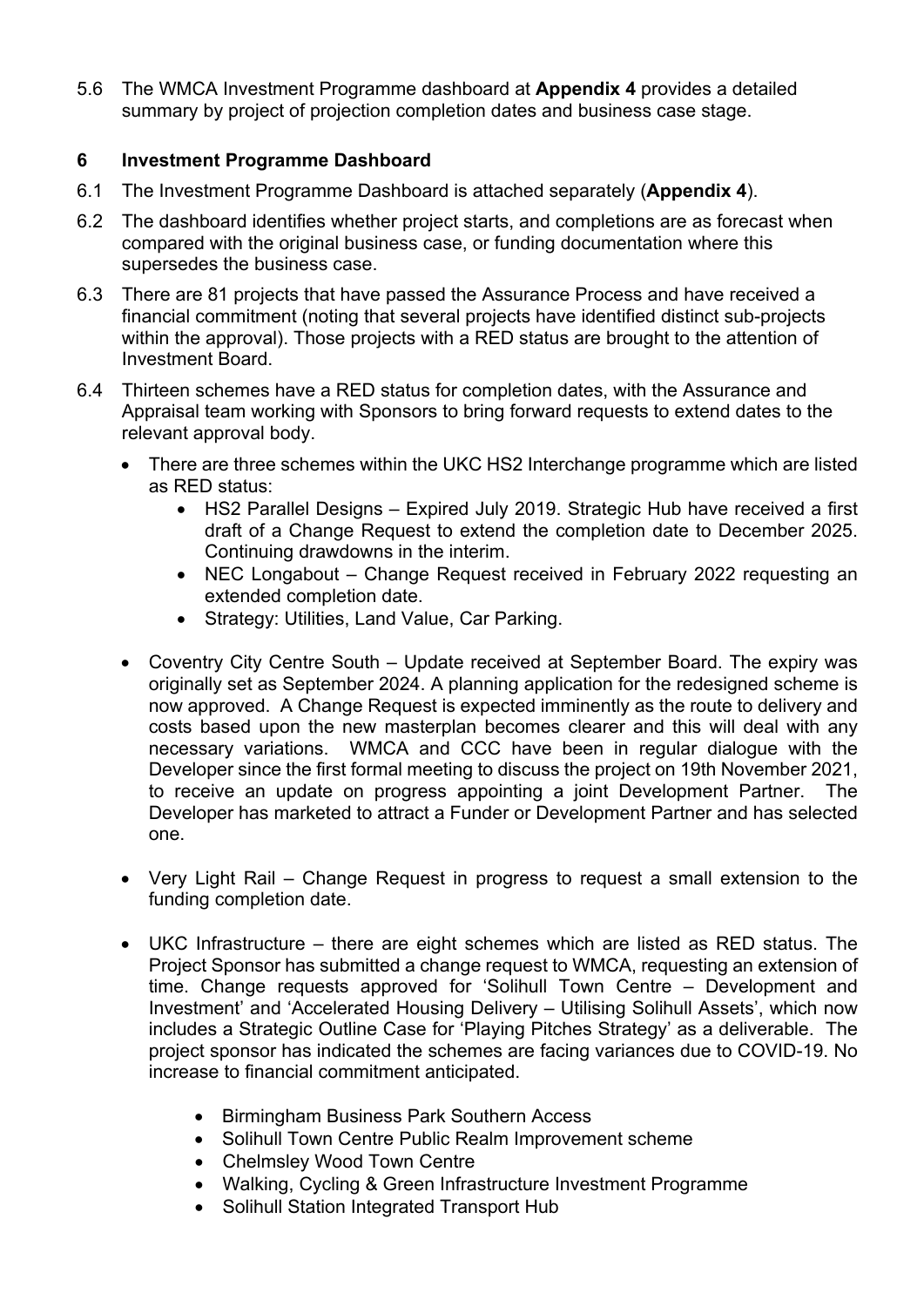5.6 The WMCA Investment Programme dashboard at **Appendix 4** provides a detailed summary by project of projection completion dates and business case stage.

## 6 Investment Programme Dashboard

6.1 The Investment Programme Dashboard is attached separately (**Appendix 4**).

6.2 The dashboard identifies whether project starts, and completions are as forecast when compared with the original business case, or funding documentation where this supersedes the business case.

6.3 There are 81 projects that have passed the Assurance Process and have received a financial commitment (noting that several projects have identified distinct sub-projects within the approval). Those projects with a RED status are brought to the attention of Investment Board.

6.4 Thirteen schemes have a RED status for completion dates, with the Assurance and Appraisal team working with Sponsors to bring forward requests to extend dates to the relevant approval body.

- There are three schemes within the UKC HS2 Interchange programme which are listed as RED status:
  - HS2 Parallel Designs – Expired July 2019. Strategic Hub have received a first draft of a Change Request to extend the completion date to December 2025. Continuing drawdowns in the interim.
  - NEC Longabout – Change Request received in February 2022 requesting an extended completion date.
  - Strategy: Utilities, Land Value, Car Parking.

- Coventry City Centre South – Update received at September Board. The expiry was originally set as September 2024. A planning application for the redesigned scheme is now approved. A Change Request is expected imminently as the route to delivery and costs based upon the new masterplan becomes clearer and this will deal with any necessary variations. WMCA and CCC have been in regular dialogue with the Developer since the first formal meeting to discuss the project on 19th November 2021, to receive an update on progress appointing a joint Development Partner. The Developer has marketed to attract a Funder or Development Partner and has selected one.

- Very Light Rail – Change Request in progress to request a small extension to the funding completion date.

- UKC Infrastructure – there are eight schemes which are listed as RED status. The Project Sponsor has submitted a change request to WMCA, requesting an extension of time. Change requests approved for 'Solihull Town Centre – Development and Investment' and 'Accelerated Housing Delivery – Utilising Solihull Assets', which now includes a Strategic Outline Case for 'Playing Pitches Strategy' as a deliverable. The project sponsor has indicated the schemes are facing variances due to COVID-19. No increase to financial commitment anticipated.
  - Birmingham Business Park Southern Access
  - Solihull Town Centre Public Realm Improvement scheme
  - Chelmsley Wood Town Centre
  - Walking, Cycling & Green Infrastructure Investment Programme
  - Solihull Station Integrated Transport Hub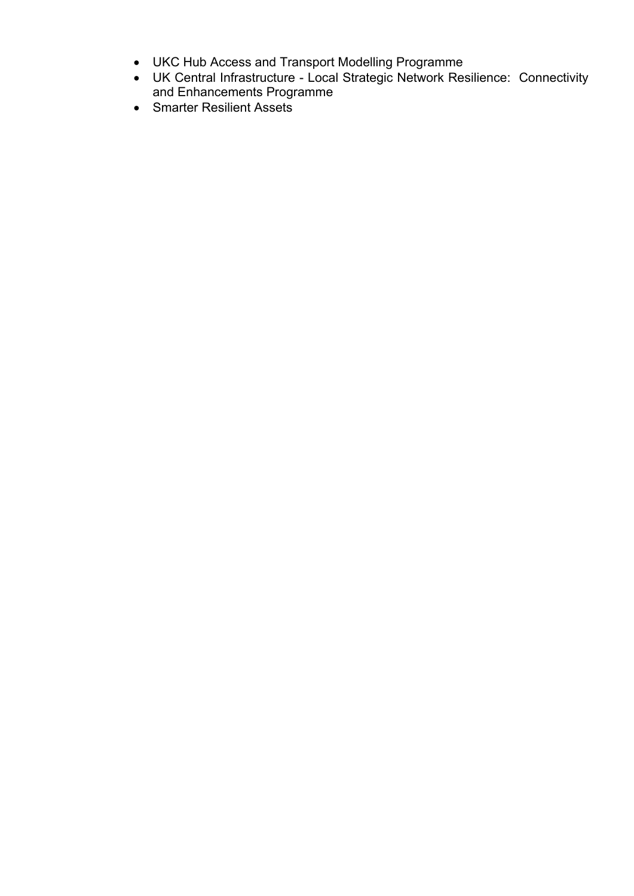- UKC Hub Access and Transport Modelling Programme
- UK Central Infrastructure - Local Strategic Network Resilience: Connectivity and Enhancements Programme
- Smarter Resilient Assets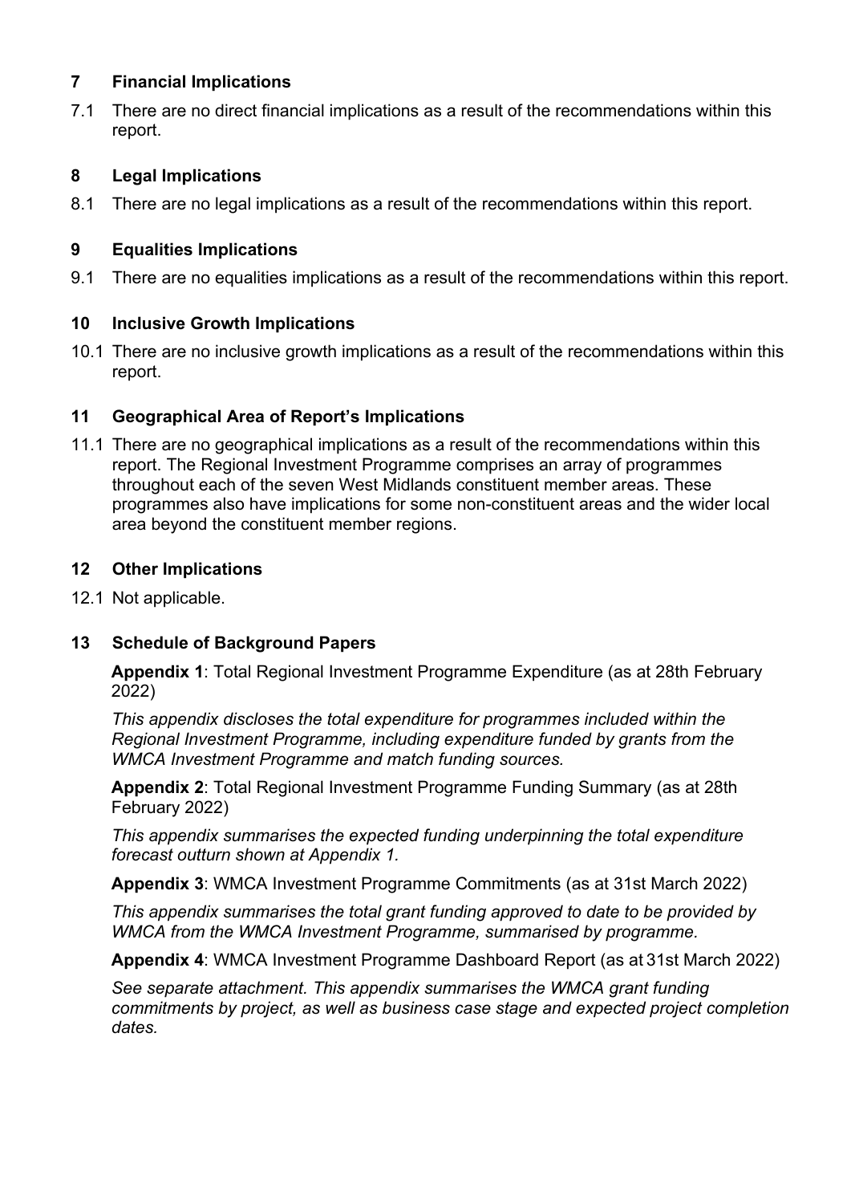## 7 Financial Implications

7.1 There are no direct financial implications as a result of the recommendations within this report.

## 8 Legal Implications

8.1 There are no legal implications as a result of the recommendations within this report.

## 9 Equalities Implications

9.1 There are no equalities implications as a result of the recommendations within this report.

## 10 Inclusive Growth Implications

10.1 There are no inclusive growth implications as a result of the recommendations within this report.

## 11 Geographical Area of Report's Implications

11.1 There are no geographical implications as a result of the recommendations within this report. The Regional Investment Programme comprises an array of programmes throughout each of the seven West Midlands constituent member areas. These programmes also have implications for some non-constituent areas and the wider local area beyond the constituent member regions.

## 12 Other Implications

12.1 Not applicable.

## 13 Schedule of Background Papers

**Appendix 1**: Total Regional Investment Programme Expenditure (as at 28th February 2022)

*This appendix discloses the total expenditure for programmes included within the Regional Investment Programme, including expenditure funded by grants from the WMCA Investment Programme and match funding sources.*

**Appendix 2**: Total Regional Investment Programme Funding Summary (as at 28th February 2022)

*This appendix summarises the expected funding underpinning the total expenditure forecast outturn shown at Appendix 1.*

**Appendix 3**: WMCA Investment Programme Commitments (as at 31st March 2022)

*This appendix summarises the total grant funding approved to date to be provided by WMCA from the WMCA Investment Programme, summarised by programme.*

**Appendix 4**: WMCA Investment Programme Dashboard Report (as at 31st March 2022)

*See separate attachment. This appendix summarises the WMCA grant funding commitments by project, as well as business case stage and expected project completion dates.*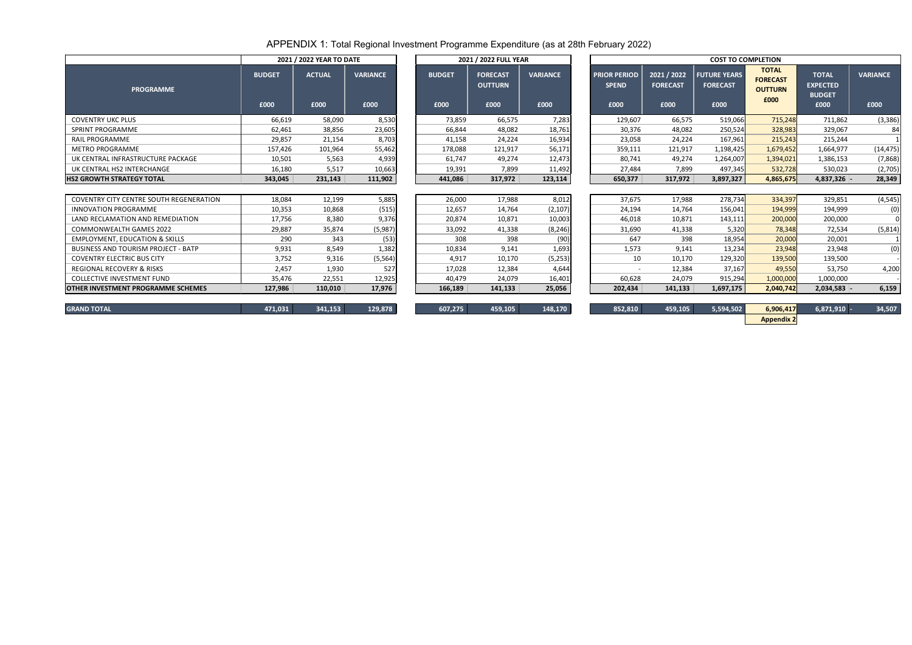# APPENDIX 1: Total Regional Investment Programme Expenditure (as at 28th February 2022)

| PROGRAMME | 2021 / 2022 YEAR TO DATE | | | 2021 / 2022 FULL YEAR | | | COST TO COMPLETION | | | | | |
|---|---|---|---|---|---|---|---|---|---|---|---|---|
| | BUDGET | ACTUAL | VARIANCE | BUDGET | FORECAST OUTTURN | VARIANCE | PRIOR PERIOD SPEND | 2021 / 2022 FORECAST | FUTURE YEARS FORECAST | TOTAL FORECAST OUTTURN | TOTAL EXPECTED BUDGET | VARIANCE |
| | £000 | £000 | £000 | £000 | £000 | £000 | £000 | £000 | £000 | £000 | £000 | £000 |
| COVENTRY UKC PLUS | 66,619 | 58,090 | 8,530 | 73,859 | 66,575 | 7,283 | 129,607 | 66,575 | 519,066 | 715,248 | 711,862 | (3,386) |
| SPRINT PROGRAMME | 62,461 | 38,856 | 23,605 | 66,844 | 48,082 | 18,761 | 30,376 | 48,082 | 250,524 | 328,983 | 329,067 | 84 |
| RAIL PROGRAMME | 29,857 | 21,154 | 8,703 | 41,158 | 24,224 | 16,934 | 23,058 | 24,224 | 167,961 | 215,243 | 215,244 | 1 |
| METRO PROGRAMME | 157,426 | 101,964 | 55,462 | 178,088 | 121,917 | 56,171 | 359,111 | 121,917 | 1,198,425 | 1,679,452 | 1,664,977 | (14,475) |
| UK CENTRAL INFRASTRUCTURE PACKAGE | 10,501 | 5,563 | 4,939 | 61,747 | 49,274 | 12,473 | 80,741 | 49,274 | 1,264,007 | 1,394,021 | 1,386,153 | (7,868) |
| UK CENTRAL HS2 INTERCHANGE | 16,180 | 5,517 | 10,663 | 19,391 | 7,899 | 11,492 | 27,484 | 7,899 | 497,345 | 532,728 | 530,023 | (2,705) |
| **HS2 GROWTH STRATEGY TOTAL** | **343,045** | **231,143** | **111,902** | **441,086** | **317,972** | **123,114** | **650,377** | **317,972** | **3,897,327** | **4,865,675** | **4,837,326** - | **28,349** |
| COVENTRY CITY CENTRE SOUTH REGENERATION | 18,084 | 12,199 | 5,885 | 26,000 | 17,988 | 8,012 | 37,675 | 17,988 | 278,734 | 334,397 | 329,851 | (4,545) |
| INNOVATION PROGRAMME | 10,353 | 10,868 | (515) | 12,657 | 14,764 | (2,107) | 24,194 | 14,764 | 156,041 | 194,999 | 194,999 | (0) |
| LAND RECLAMATION AND REMEDIATION | 17,756 | 8,380 | 9,376 | 20,874 | 10,871 | 10,003 | 46,018 | 10,871 | 143,111 | 200,000 | 200,000 | 0 |
| COMMONWEALTH GAMES 2022 | 29,887 | 35,874 | (5,987) | 33,092 | 41,338 | (8,246) | 31,690 | 41,338 | 5,320 | 78,348 | 72,534 | (5,814) |
| EMPLOYMENT, EDUCATION & SKILLS | 290 | 343 | (53) | 308 | 398 | (90) | 647 | 398 | 18,954 | 20,000 | 20,001 | 1 |
| BUSINESS AND TOURISM PROJECT - BATP | 9,931 | 8,549 | 1,382 | 10,834 | 9,141 | 1,693 | 1,573 | 9,141 | 13,234 | 23,948 | 23,948 | (0) |
| COVENTRY ELECTRIC BUS CITY | 3,752 | 9,316 | (5,564) | 4,917 | 10,170 | (5,253) | 10 | 10,170 | 129,320 | 139,500 | 139,500 | - |
| REGIONAL RECOVERY & RISKS | 2,457 | 1,930 | 527 | 17,028 | 12,384 | 4,644 | - | 12,384 | 37,167 | 49,550 | 53,750 | 4,200 |
| COLLECTIVE INVESTMENT FUND | 35,476 | 22,551 | 12,925 | 40,479 | 24,079 | 16,401 | 60,628 | 24,079 | 915,294 | 1,000,000 | 1,000,000 | - |
| **OTHER INVESTMENT PROGRAMME SCHEMES** | **127,986** | **110,010** | **17,976** | **166,189** | **141,133** | **25,056** | **202,434** | **141,133** | **1,697,175** | **2,040,742** | **2,034,583** - | **6,159** |
| **GRAND TOTAL** | **471,031** | **341,153** | **129,878** | **607,275** | **459,105** | **148,170** | **852,810** | **459,105** | **5,594,502** | **6,906,417** | **6,871,910** - | **34,507** |
| | | | | | | | | | | **Appendix 2** | | |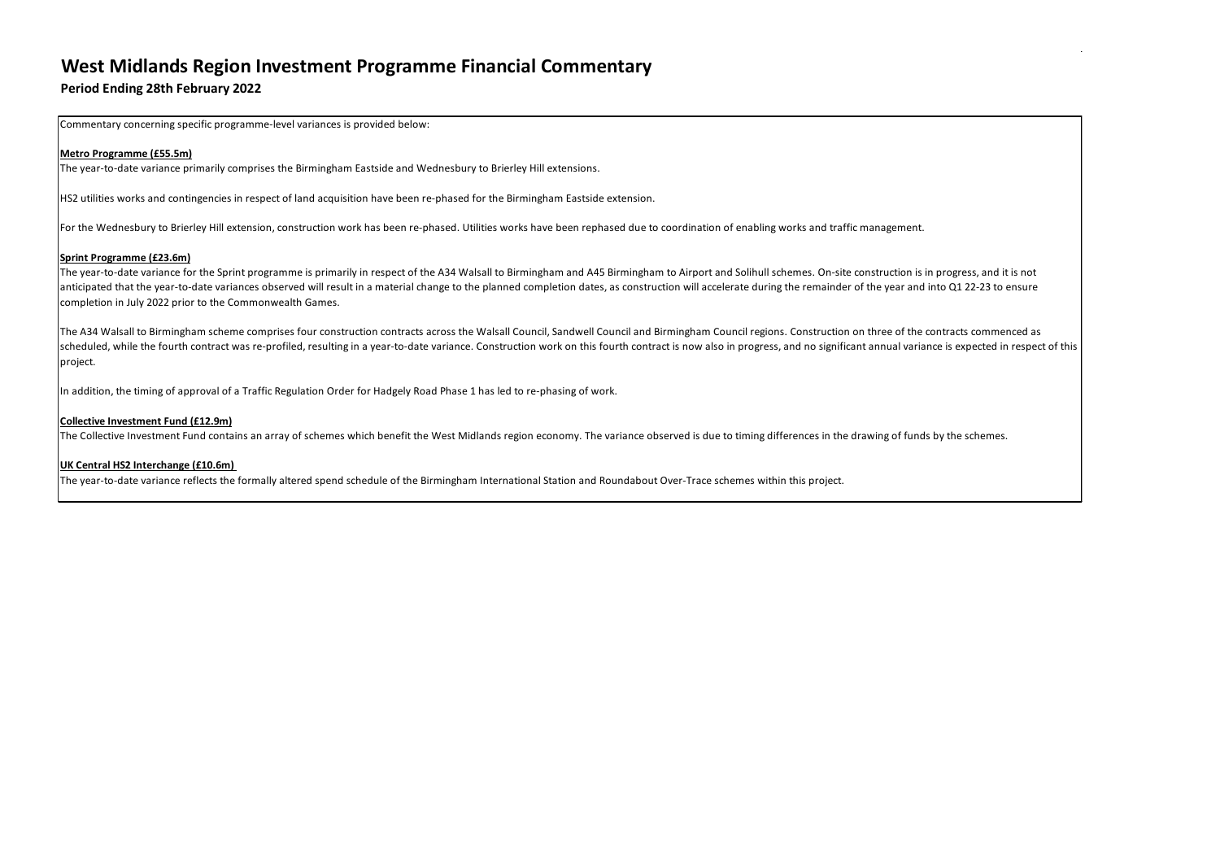# West Midlands Region Investment Programme Financial Commentary

**Period Ending 28th February 2022**

Commentary concerning specific programme-level variances is provided below:

**Metro Programme (£55.5m)**

The year-to-date variance primarily comprises the Birmingham Eastside and Wednesbury to Brierley Hill extensions.

HS2 utilities works and contingencies in respect of land acquisition have been re-phased for the Birmingham Eastside extension.

For the Wednesbury to Brierley Hill extension, construction work has been re-phased. Utilities works have been rephased due to coordination of enabling works and traffic management.

**Sprint Programme (£23.6m)**

The year-to-date variance for the Sprint programme is primarily in respect of the A34 Walsall to Birmingham and A45 Birmingham to Airport and Solihull schemes. On-site construction is in progress, and it is not anticipated that the year-to-date variances observed will result in a material change to the planned completion dates, as construction will accelerate during the remainder of the year and into Q1 22-23 to ensure completion in July 2022 prior to the Commonwealth Games.

The A34 Walsall to Birmingham scheme comprises four construction contracts across the Walsall Council, Sandwell Council and Birmingham Council regions. Construction on three of the contracts commenced as scheduled, while the fourth contract was re-profiled, resulting in a year-to-date variance. Construction work on this fourth contract is now also in progress, and no significant annual variance is expected in respect of this project.

In addition, the timing of approval of a Traffic Regulation Order for Hadgely Road Phase 1 has led to re-phasing of work.

**Collective Investment Fund (£12.9m)**

The Collective Investment Fund contains an array of schemes which benefit the West Midlands region economy. The variance observed is due to timing differences in the drawing of funds by the schemes.

**UK Central HS2 Interchange (£10.6m)**

The year-to-date variance reflects the formally altered spend schedule of the Birmingham International Station and Roundabout Over-Trace schemes within this project.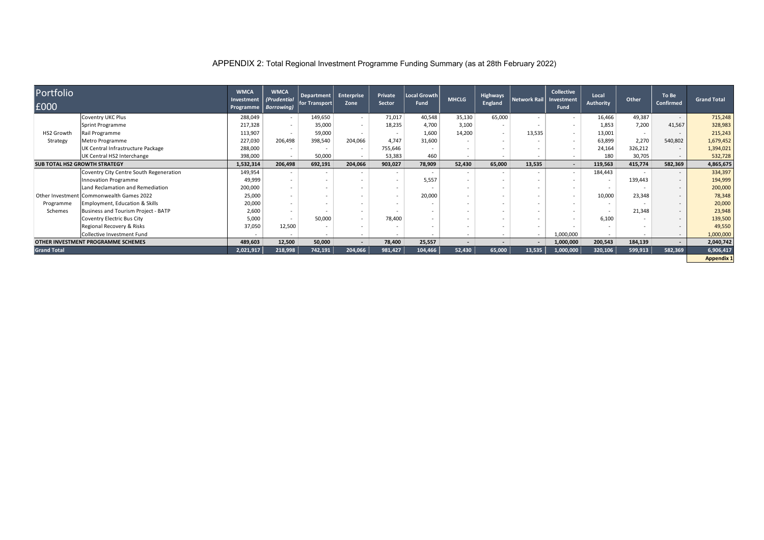# APPENDIX 2: Total Regional Investment Programme Funding Summary (as at 28th February 2022)

| Portfolio £000 | | WMCA Investment Programme | WMCA *(Prudential Borrowing)* | Department for Transport | Enterprise Zone | Private Sector | Local Growth Fund | MHCLG | Highways England | Network Rail | Collective Investment Fund | Local Authority | Other | To Be Confirmed | Grand Total |
|---|---|---|---|---|---|---|---|---|---|---|---|---|---|---|---|
| HS2 Growth Strategy | Coventry UKC Plus | 288,049 | - | 149,650 | - | 71,017 | 40,548 | 35,130 | 65,000 | - | - | 16,466 | 49,387 | - | 715,248 |
| | Sprint Programme | 217,328 | - | 35,000 | - | 18,235 | 4,700 | 3,100 | - | - | - | 1,853 | 7,200 | 41,567 | 328,983 |
| | Rail Programme | 113,907 | - | 59,000 | - | - | 1,600 | 14,200 | - | 13,535 | - | 13,001 | - | - | 215,243 |
| | Metro Programme | 227,030 | 206,498 | 398,540 | 204,066 | 4,747 | 31,600 | - | - | - | - | 63,899 | 2,270 | 540,802 | 1,679,452 |
| | UK Central Infrastructure Package | 288,000 | - | - | - | 755,646 | - | - | - | - | - | 24,164 | 326,212 | - | 1,394,021 |
| | UK Central HS2 Interchange | 398,000 | - | 50,000 | - | 53,383 | 460 | - | - | - | - | 180 | 30,705 | - | 532,728 |
| **SUB TOTAL HS2 GROWTH STRATEGY** | | **1,532,314** | **206,498** | **692,191** | **204,066** | **903,027** | **78,909** | **52,430** | **65,000** | **13,535** | **-** | **119,563** | **415,774** | **582,369** | **4,865,675** |
| Other Investment Programme Schemes | Coventry City Centre South Regeneration | 149,954 | - | - | - | - | - | - | - | - | - | 184,443 | - | - | 334,397 |
| | Innovation Programme | 49,999 | - | - | - | - | 5,557 | - | - | - | - | - | 139,443 | - | 194,999 |
| | Land Reclamation and Remediation | 200,000 | - | - | - | - | - | - | - | - | - | - | - | - | 200,000 |
| | Commonwealth Games 2022 | 25,000 | - | - | - | - | 20,000 | - | - | - | - | 10,000 | 23,348 | - | 78,348 |
| | Employment, Education & Skills | 20,000 | - | - | - | - | - | - | - | - | - | - | - | - | 20,000 |
| | Business and Tourism Project - BATP | 2,600 | - | - | - | - | - | - | - | - | - | - | 21,348 | - | 23,948 |
| | Coventry Electric Bus City | 5,000 | - | 50,000 | - | 78,400 | - | - | - | - | - | 6,100 | - | - | 139,500 |
| | Regional Recovery & Risks | 37,050 | 12,500 | - | - | - | - | - | - | - | - | - | - | - | 49,550 |
| | Collective Investment Fund | - | - | - | - | - | - | - | - | - | 1,000,000 | - | - | - | 1,000,000 |
| **OTHER INVESTMENT PROGRAMME SCHEMES** | | **489,603** | **12,500** | **50,000** | **-** | **78,400** | **25,557** | **-** | **-** | **-** | **1,000,000** | **200,543** | **184,139** | **-** | **2,040,742** |
| **Grand Total** | | **2,021,917** | **218,998** | **742,191** | **204,066** | **981,427** | **104,466** | **52,430** | **65,000** | **13,535** | **1,000,000** | **320,106** | **599,913** | **582,369** | **6,906,417** |

**Appendix 1**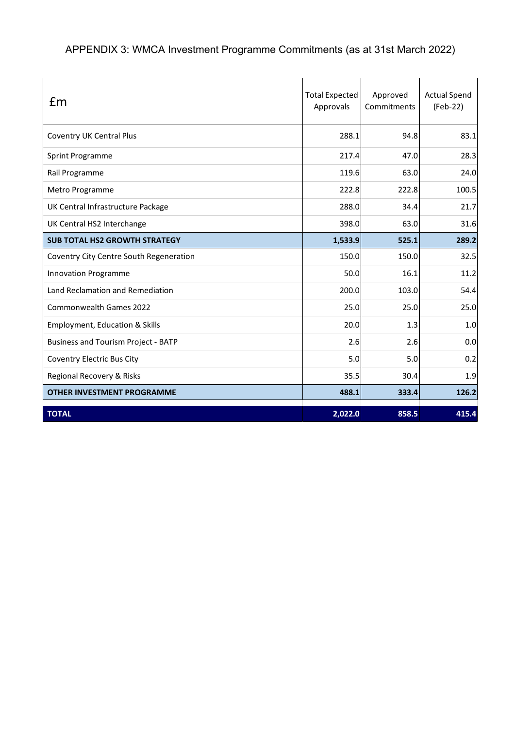# APPENDIX 3: WMCA Investment Programme Commitments (as at 31st March 2022)

| £m | Total Expected Approvals | Approved Commitments | Actual Spend (Feb-22) |
|---|---|---|---|
| Coventry UK Central Plus | 288.1 | 94.8 | 83.1 |
| Sprint Programme | 217.4 | 47.0 | 28.3 |
| Rail Programme | 119.6 | 63.0 | 24.0 |
| Metro Programme | 222.8 | 222.8 | 100.5 |
| UK Central Infrastructure Package | 288.0 | 34.4 | 21.7 |
| UK Central HS2 Interchange | 398.0 | 63.0 | 31.6 |
| **SUB TOTAL HS2 GROWTH STRATEGY** | **1,533.9** | **525.1** | **289.2** |
| Coventry City Centre South Regeneration | 150.0 | 150.0 | 32.5 |
| Innovation Programme | 50.0 | 16.1 | 11.2 |
| Land Reclamation and Remediation | 200.0 | 103.0 | 54.4 |
| Commonwealth Games 2022 | 25.0 | 25.0 | 25.0 |
| Employment, Education & Skills | 20.0 | 1.3 | 1.0 |
| Business and Tourism Project - BATP | 2.6 | 2.6 | 0.0 |
| Coventry Electric Bus City | 5.0 | 5.0 | 0.2 |
| Regional Recovery & Risks | 35.5 | 30.4 | 1.9 |
| **OTHER INVESTMENT PROGRAMME** | **488.1** | **333.4** | **126.2** |
| **TOTAL** | **2,022.0** | **858.5** | **415.4** |